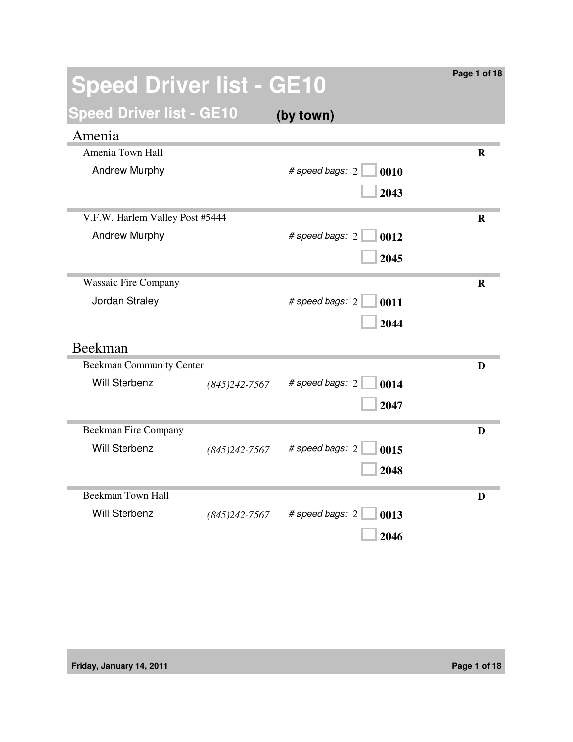# Speed Driver list - GE10

## Speed Driver list - GE10 (by town)

### Amenia

**Amenia Town Hall** — R

Andrew Murphy — *# speed bags:* 2

- [ ] **0010**
- [ ] **2043**

**V.F.W. Harlem Valley Post #5444** — R

Andrew Murphy — *# speed bags:* 2

- [ ] **0012**
- [ ] **2045**

**Wassaic Fire Company** — R

Jordan Straley — *# speed bags:* 2

- [ ] **0011**
- [ ] **2044**

### Beekman

**Beekman Community Center** — D

Will Sterbenz — *(845)242-7567* — *# speed bags:* 2

- [ ] **0014**
- [ ] **2047**

**Beekman Fire Company** — D

Will Sterbenz — *(845)242-7567* — *# speed bags:* 2

- [ ] **0015**
- [ ] **2048**

**Beekman Town Hall** — D

Will Sterbenz — *(845)242-7567* — *# speed bags:* 2

- [ ] **0013**
- [ ] **2046**

Friday, January 14, 2011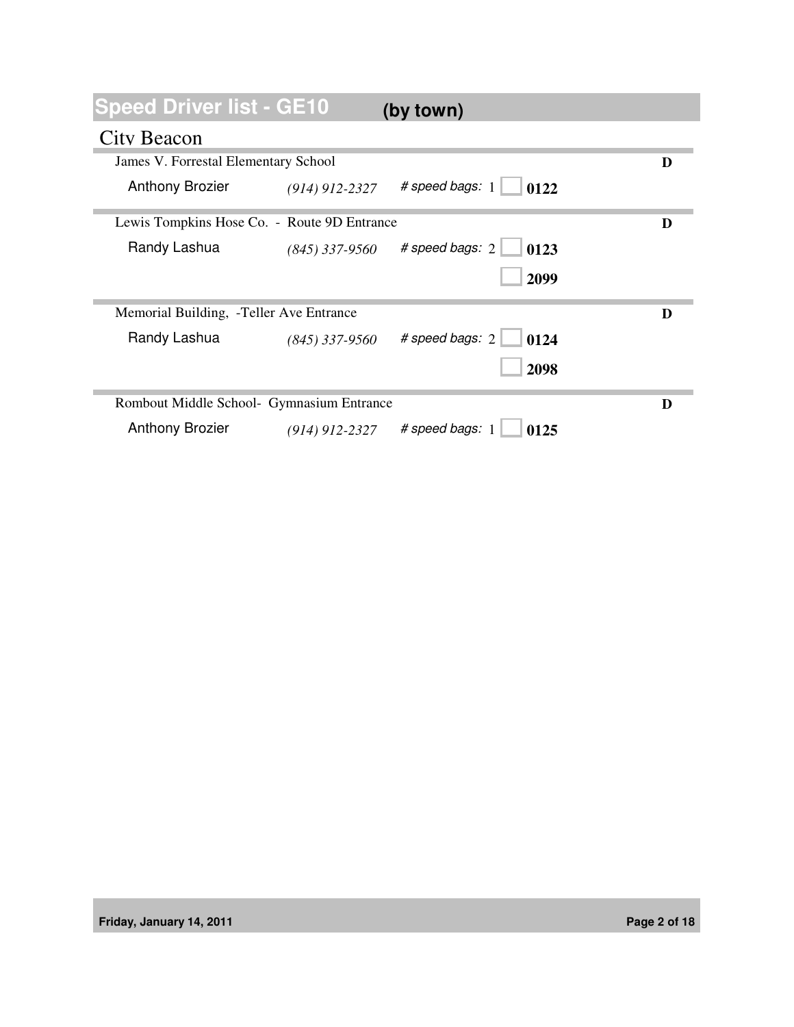# Speed Driver list - GE10 (by town)

## City Beacon

### James V. Forrestal Elementary School — D

| Driver | Phone | # speed bags | Bag # |
|---|---|---|---|
| Anthony Brozier | *(914) 912-2327* | 1 | **0122** |

### Lewis Tompkins Hose Co. - Route 9D Entrance — D

| Driver | Phone | # speed bags | Bag # |
|---|---|---|---|
| Randy Lashua | *(845) 337-9560* | 2 | **0123** |
| | | | **2099** |

### Memorial Building, -Teller Ave Entrance — D

| Driver | Phone | # speed bags | Bag # |
|---|---|---|---|
| Randy Lashua | *(845) 337-9560* | 2 | **0124** |
| | | | **2098** |

### Rombout Middle School- Gymnasium Entrance — D

| Driver | Phone | # speed bags | Bag # |
|---|---|---|---|
| Anthony Brozier | *(914) 912-2327* | 1 | **0125** |

**Friday, January 14, 2011**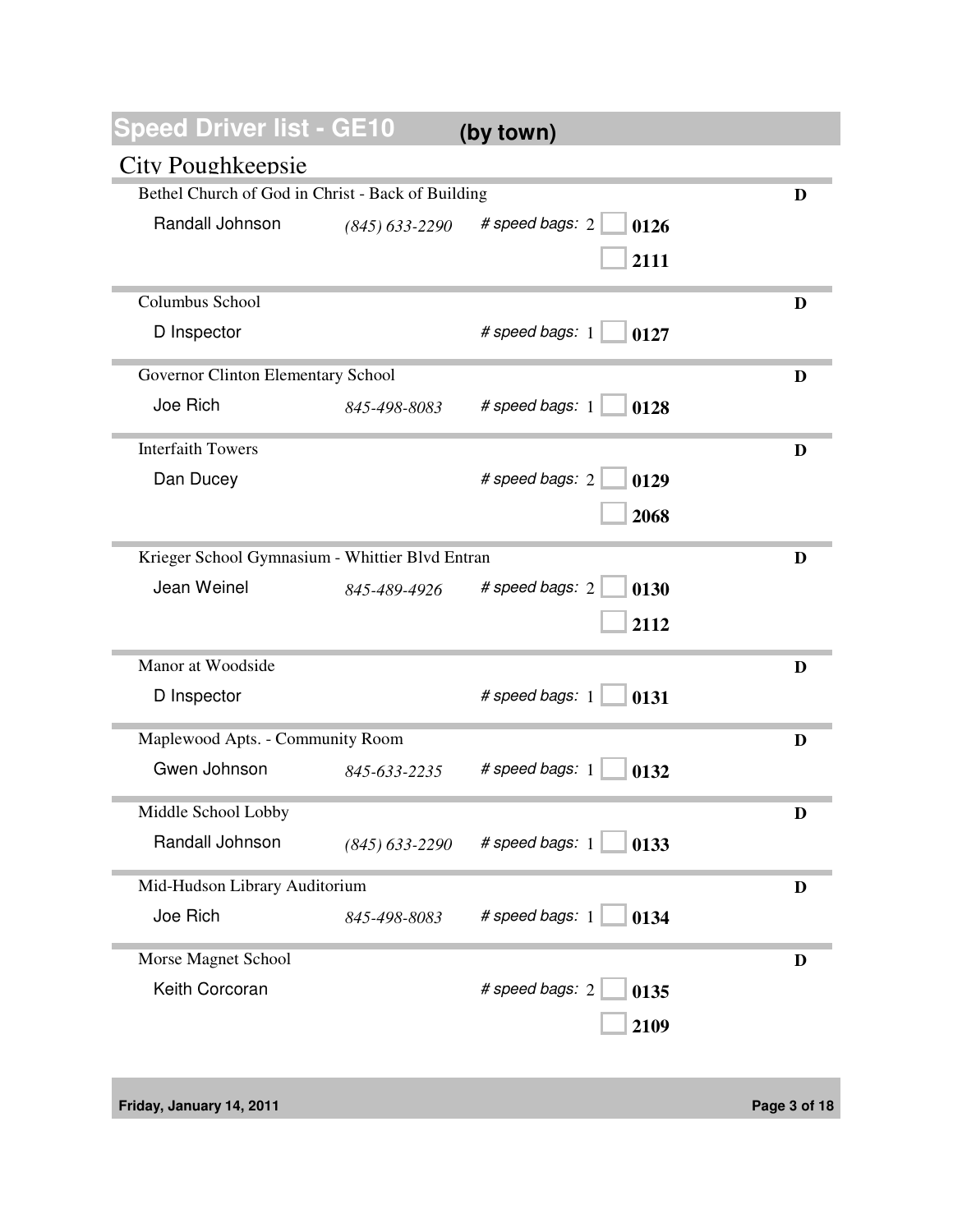# Speed Driver list - GE10 (by town)

## City Poughkeepsie

| Location | Contact | Phone | # speed bags | Bag numbers | |
|---|---|---|---|---|---|
| Bethel Church of God in Christ - Back of Building | Randall Johnson | (845) 633-2290 | 2 | 0126, 2111 | D |
| Columbus School | D Inspector | | 1 | 0127 | D |
| Governor Clinton Elementary School | Joe Rich | 845-498-8083 | 1 | 0128 | D |
| Interfaith Towers | Dan Ducey | | 2 | 0129, 2068 | D |
| Krieger School Gymnasium - Whittier Blvd Entran | Jean Weinel | 845-489-4926 | 2 | 0130, 2112 | D |
| Manor at Woodside | D Inspector | | 1 | 0131 | D |
| Maplewood Apts. - Community Room | Gwen Johnson | 845-633-2235 | 1 | 0132 | D |
| Middle School Lobby | Randall Johnson | (845) 633-2290 | 1 | 0133 | D |
| Mid-Hudson Library Auditorium | Joe Rich | 845-498-8083 | 1 | 0134 | D |
| Morse Magnet School | Keith Corcoran | | 2 | 0135, 2109 | D |

Friday, January 14, 2011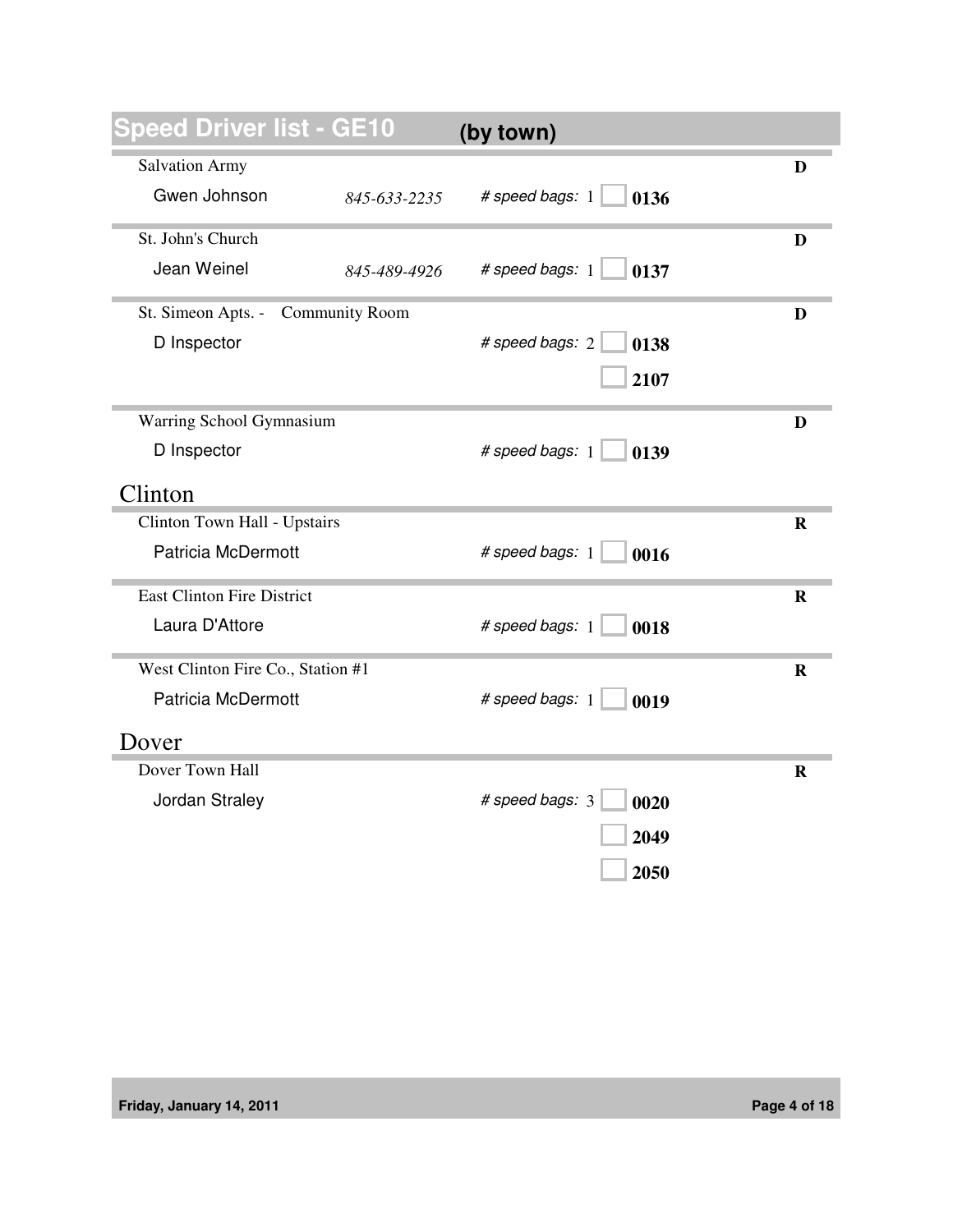# Speed Driver list - GE10 (by town)

| Location | Contact | Phone | # speed bags | Bag # | Code |
|---|---|---|---|---|---|
| Salvation Army | Gwen Johnson | 845-633-2235 | 1 | 0136 | D |
| St. John's Church | Jean Weinel | 845-489-4926 | 1 | 0137 | D |
| St. Simeon Apts. - Community Room | D Inspector | | 2 | 0138 | D |
| | | | | 2107 | |
| Warring School Gymnasium | D Inspector | | 1 | 0139 | D |

## Clinton

| Location | Contact | Phone | # speed bags | Bag # | Code |
|---|---|---|---|---|---|
| Clinton Town Hall - Upstairs | Patricia McDermott | | 1 | 0016 | R |
| East Clinton Fire District | Laura D'Attore | | 1 | 0018 | R |
| West Clinton Fire Co., Station #1 | Patricia McDermott | | 1 | 0019 | R |

## Dover

| Location | Contact | Phone | # speed bags | Bag # | Code |
|---|---|---|---|---|---|
| Dover Town Hall | Jordan Straley | | 3 | 0020 | R |
| | | | | 2049 | |
| | | | | 2050 | |

Friday, January 14, 2011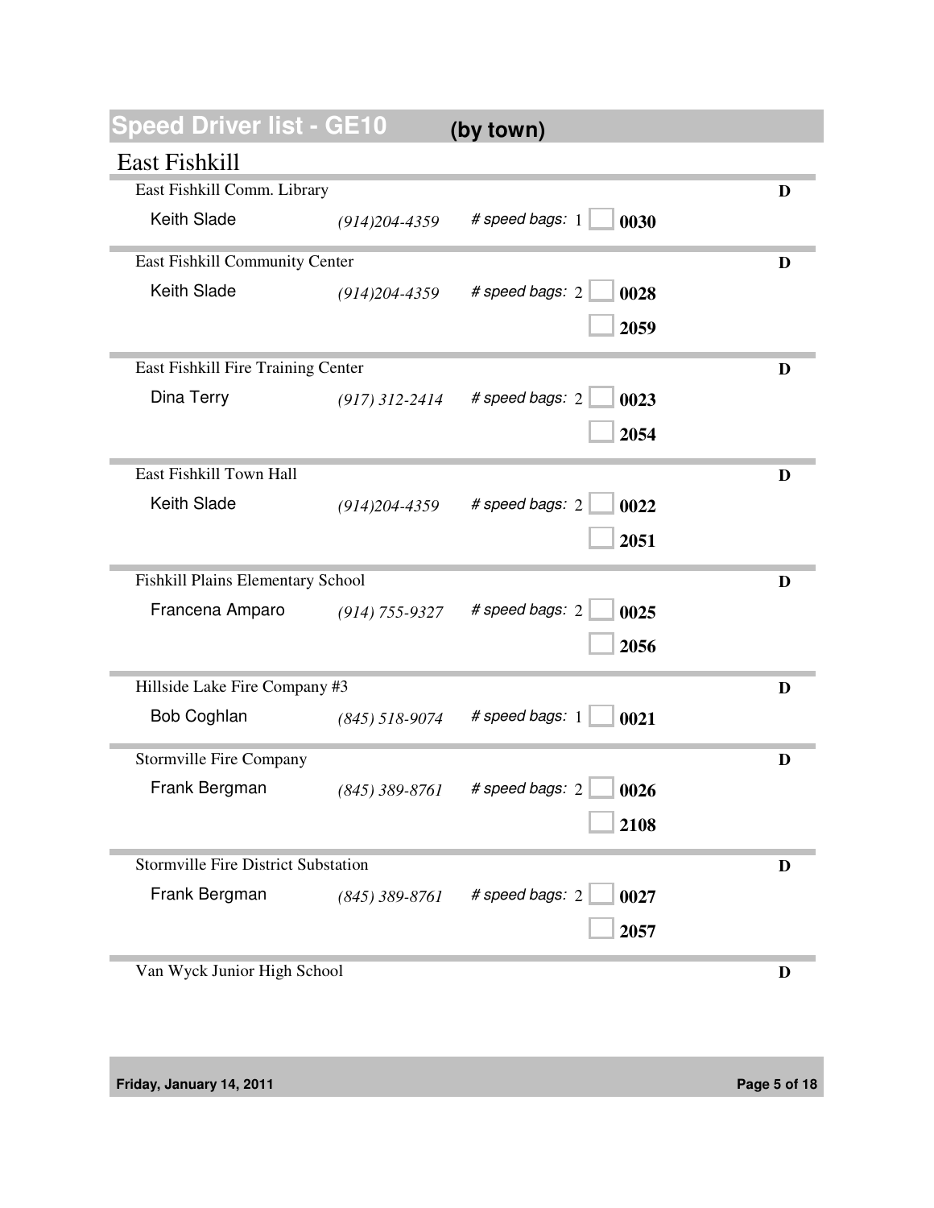# Speed Driver list - GE10 (by town)

## East Fishkill

| Location | Contact | Phone | # speed bags | Bag numbers | |
|---|---|---|---|---|---|
| East Fishkill Comm. Library | Keith Slade | (914)204-4359 | 1 | 0030 | D |
| East Fishkill Community Center | Keith Slade | (914)204-4359 | 2 | 0028, 2059 | D |
| East Fishkill Fire Training Center | Dina Terry | (917) 312-2414 | 2 | 0023, 2054 | D |
| East Fishkill Town Hall | Keith Slade | (914)204-4359 | 2 | 0022, 2051 | D |
| Fishkill Plains Elementary School | Francena Amparo | (914) 755-9327 | 2 | 0025, 2056 | D |
| Hillside Lake Fire Company #3 | Bob Coghlan | (845) 518-9074 | 1 | 0021 | D |
| Stormville Fire Company | Frank Bergman | (845) 389-8761 | 2 | 0026, 2108 | D |
| Stormville Fire District Substation | Frank Bergman | (845) 389-8761 | 2 | 0027, 2057 | D |
| Van Wyck Junior High School | | | | | D |

Friday, January 14, 2011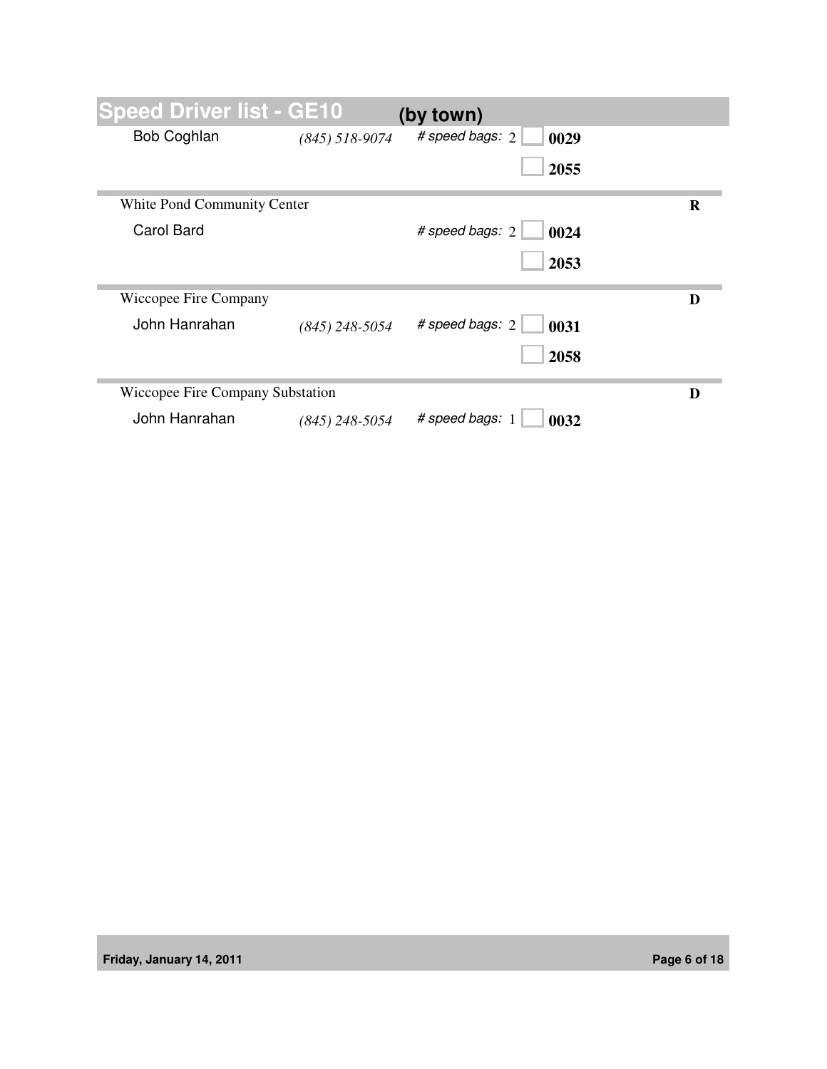## Speed Driver list - GE10 (by town)

| Location / Driver | Phone | # speed bags | Bag # | Type |
|---|---|---|---|---|
| Bob Coghlan | (845) 518-9074 | 2 | 0029 | |
| | | | 2055 | |
| **White Pond Community Center** | | | | R |
| Carol Bard | | 2 | 0024 | |
| | | | 2053 | |
| **Wiccopee Fire Company** | | | | D |
| John Hanrahan | (845) 248-5054 | 2 | 0031 | |
| | | | 2058 | |
| **Wiccopee Fire Company Substation** | | | | D |
| John Hanrahan | (845) 248-5054 | 1 | 0032 | |

Friday, January 14, 2011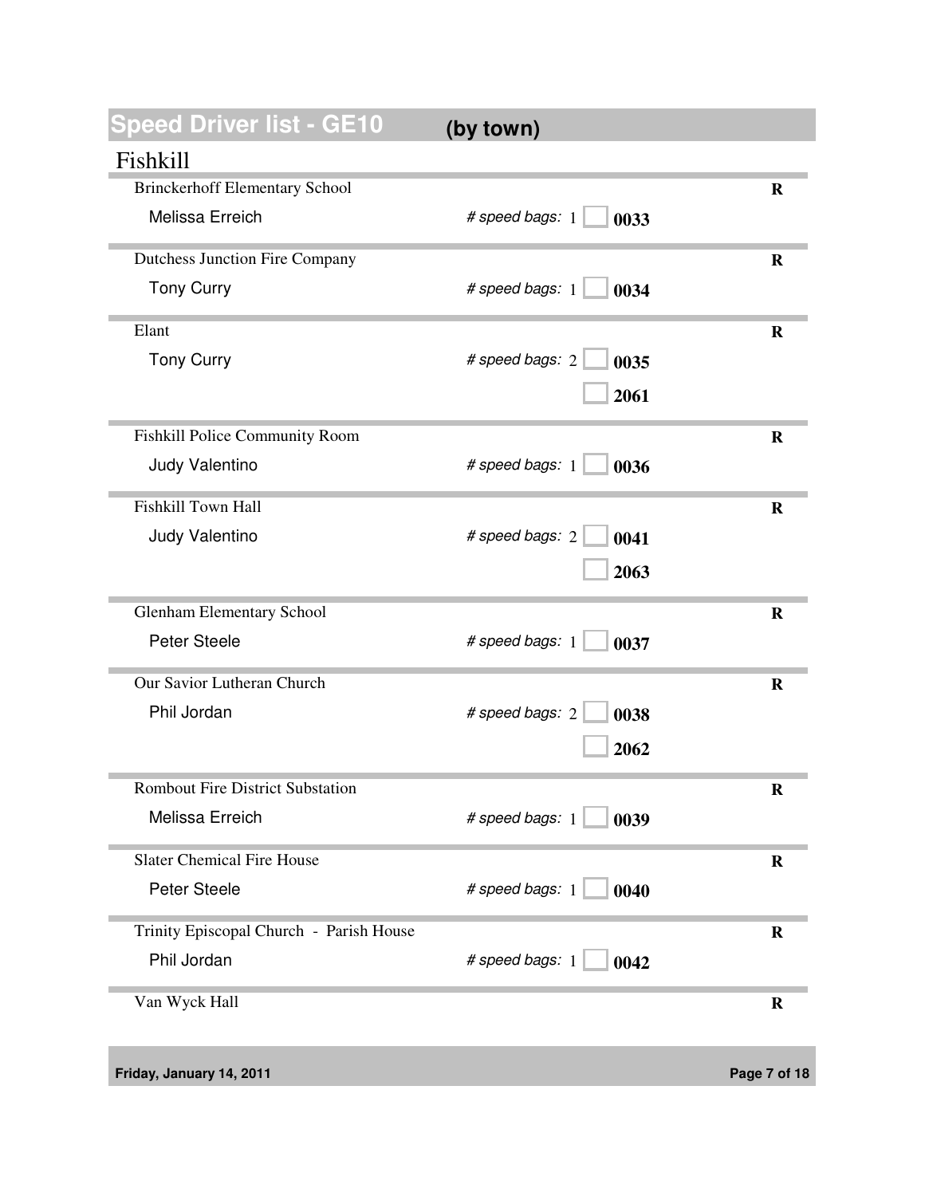# Speed Driver list - GE10 (by town)

## Fishkill

| Location / Driver | # speed bags | Bag # | |
|---|---|---|---|
| **Brinckerhoff Elementary School** | | | **R** |
| Melissa Erreich | 1 | **0033** | |
| **Dutchess Junction Fire Company** | | | **R** |
| Tony Curry | 1 | **0034** | |
| **Elant** | | | **R** |
| Tony Curry | 2 | **0035** | |
| | | **2061** | |
| **Fishkill Police Community Room** | | | **R** |
| Judy Valentino | 1 | **0036** | |
| **Fishkill Town Hall** | | | **R** |
| Judy Valentino | 2 | **0041** | |
| | | **2063** | |
| **Glenham Elementary School** | | | **R** |
| Peter Steele | 1 | **0037** | |
| **Our Savior Lutheran Church** | | | **R** |
| Phil Jordan | 2 | **0038** | |
| | | **2062** | |
| **Rombout Fire District Substation** | | | **R** |
| Melissa Erreich | 1 | **0039** | |
| **Slater Chemical Fire House** | | | **R** |
| Peter Steele | 1 | **0040** | |
| **Trinity Episcopal Church - Parish House** | | | **R** |
| Phil Jordan | 1 | **0042** | |
| **Van Wyck Hall** | | | **R** |

Friday, January 14, 2011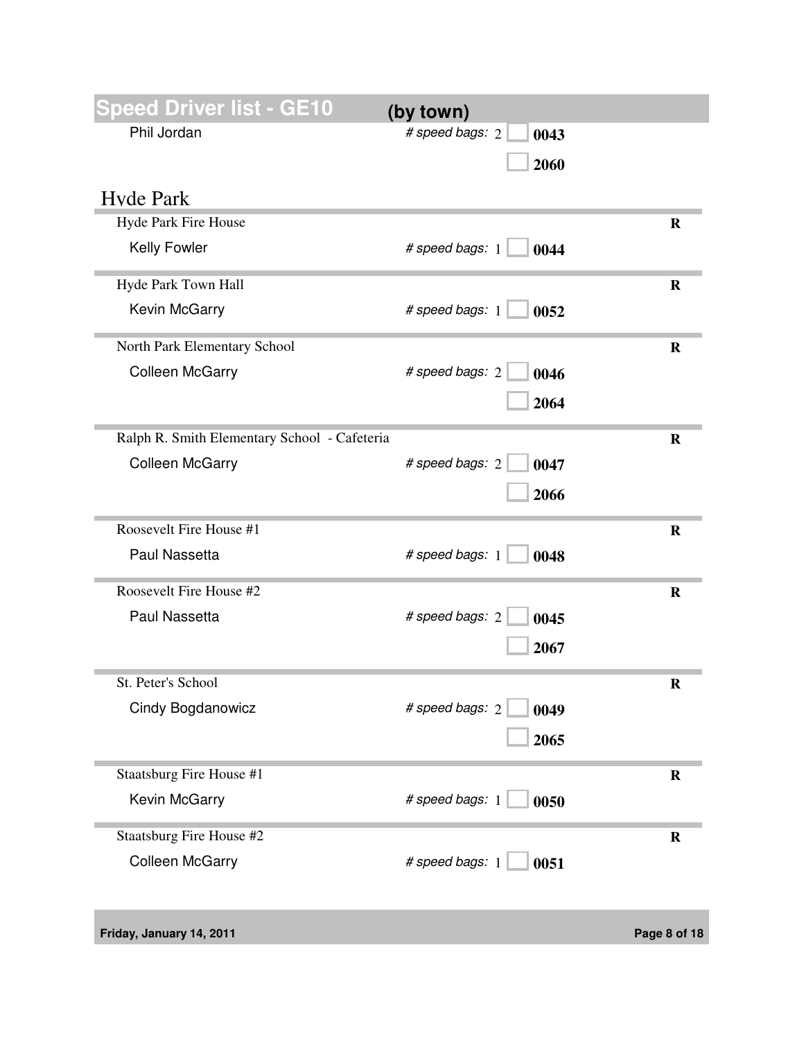## Speed Driver list - GE10 (by town)

Phil Jordan — *# speed bags:* 2
- ☐ **0043**
- ☐ **2060**

# Hyde Park

### Hyde Park Fire House — **R**

Kelly Fowler — *# speed bags:* 1
- ☐ **0044**

### Hyde Park Town Hall — **R**

Kevin McGarry — *# speed bags:* 1
- ☐ **0052**

### North Park Elementary School — **R**

Colleen McGarry — *# speed bags:* 2
- ☐ **0046**
- ☐ **2064**

### Ralph R. Smith Elementary School - Cafeteria — **R**

Colleen McGarry — *# speed bags:* 2
- ☐ **0047**
- ☐ **2066**

### Roosevelt Fire House #1 — **R**

Paul Nassetta — *# speed bags:* 1
- ☐ **0048**

### Roosevelt Fire House #2 — **R**

Paul Nassetta — *# speed bags:* 2
- ☐ **0045**
- ☐ **2067**

### St. Peter's School — **R**

Cindy Bogdanowicz — *# speed bags:* 2
- ☐ **0049**
- ☐ **2065**

### Staatsburg Fire House #1 — **R**

Kevin McGarry — *# speed bags:* 1
- ☐ **0050**

### Staatsburg Fire House #2 — **R**

Colleen McGarry — *# speed bags:* 1
- ☐ **0051**

Friday, January 14, 2011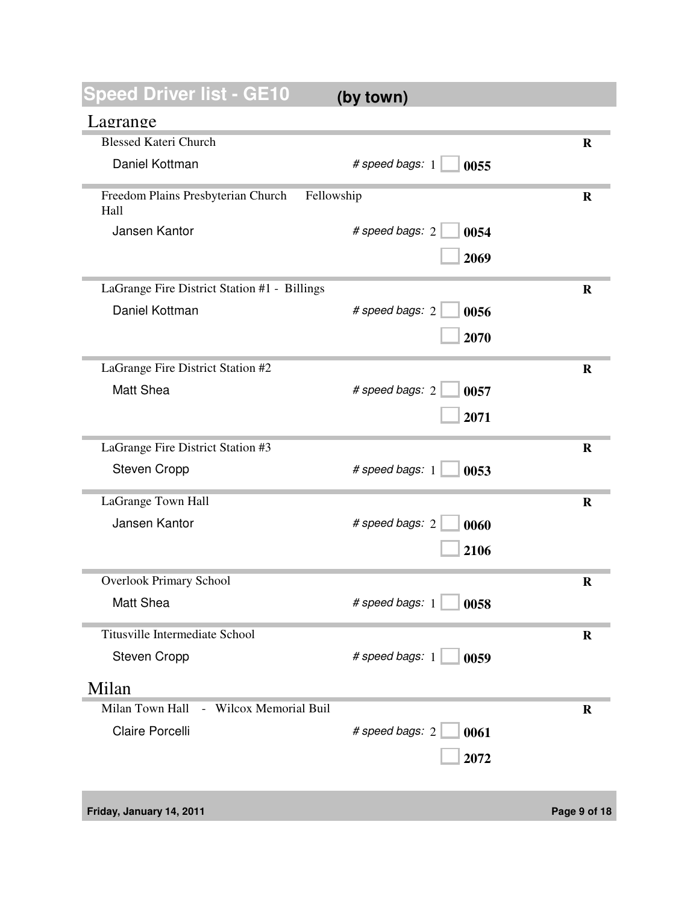# Speed Driver list - GE10 (by town)

## Lagrange

| Location | Driver | # speed bags | Bag numbers | |
|---|---|---|---|---|
| Blessed Kateri Church | Daniel Kottman | 1 | 0055 | R |
| Freedom Plains Presbyterian Church Fellowship Hall | Jansen Kantor | 2 | 0054, 2069 | R |
| LaGrange Fire District Station #1 - Billings | Daniel Kottman | 2 | 0056, 2070 | R |
| LaGrange Fire District Station #2 | Matt Shea | 2 | 0057, 2071 | R |
| LaGrange Fire District Station #3 | Steven Cropp | 1 | 0053 | R |
| LaGrange Town Hall | Jansen Kantor | 2 | 0060, 2106 | R |
| Overlook Primary School | Matt Shea | 1 | 0058 | R |
| Titusville Intermediate School | Steven Cropp | 1 | 0059 | R |

## Milan

| Location | Driver | # speed bags | Bag numbers | |
|---|---|---|---|---|
| Milan Town Hall - Wilcox Memorial Buil | Claire Porcelli | 2 | 0061, 2072 | R |

Friday, January 14, 2011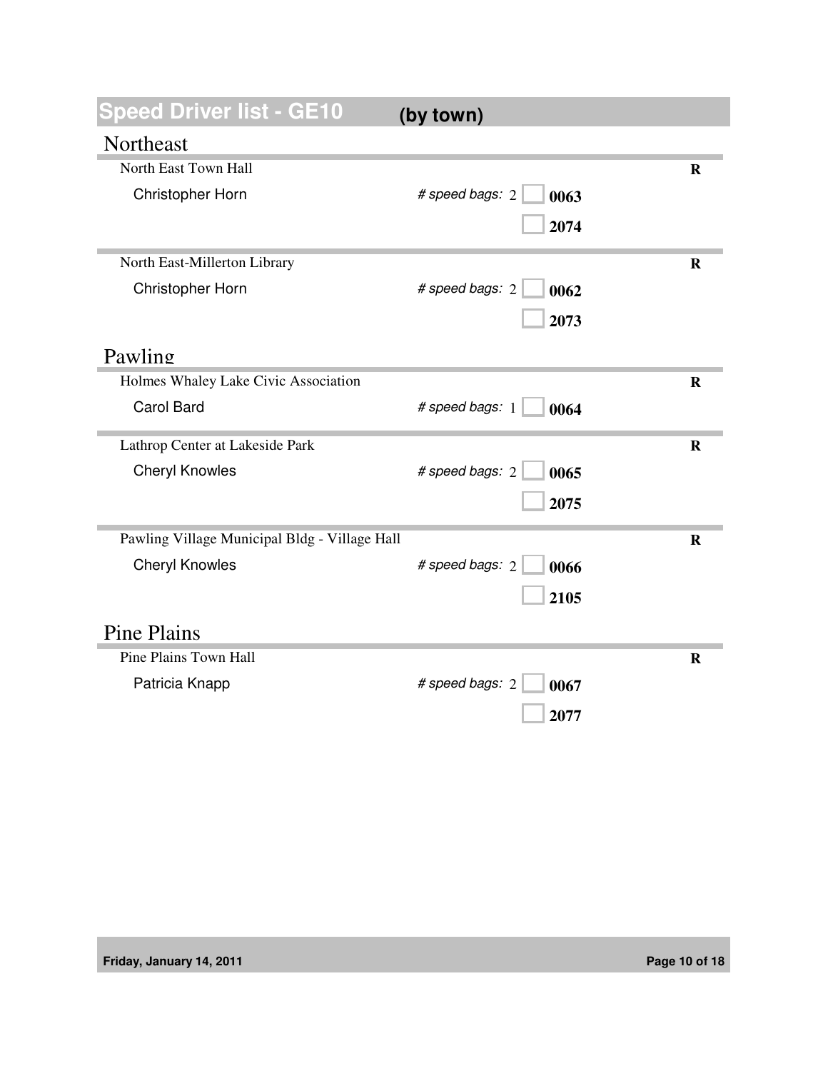# Speed Driver list - GE10 (by town)

## Northeast

### North East Town Hall

**R**

Christopher Horn — *# speed bags:* 2

- ☐ **0063**
- ☐ **2074**

### North East-Millerton Library

**R**

Christopher Horn — *# speed bags:* 2

- ☐ **0062**
- ☐ **2073**

## Pawling

### Holmes Whaley Lake Civic Association

**R**

Carol Bard — *# speed bags:* 1

- ☐ **0064**

### Lathrop Center at Lakeside Park

**R**

Cheryl Knowles — *# speed bags:* 2

- ☐ **0065**
- ☐ **2075**

### Pawling Village Municipal Bldg - Village Hall

**R**

Cheryl Knowles — *# speed bags:* 2

- ☐ **0066**
- ☐ **2105**

## Pine Plains

### Pine Plains Town Hall

**R**

Patricia Knapp — *# speed bags:* 2

- ☐ **0067**
- ☐ **2077**

Friday, January 14, 2011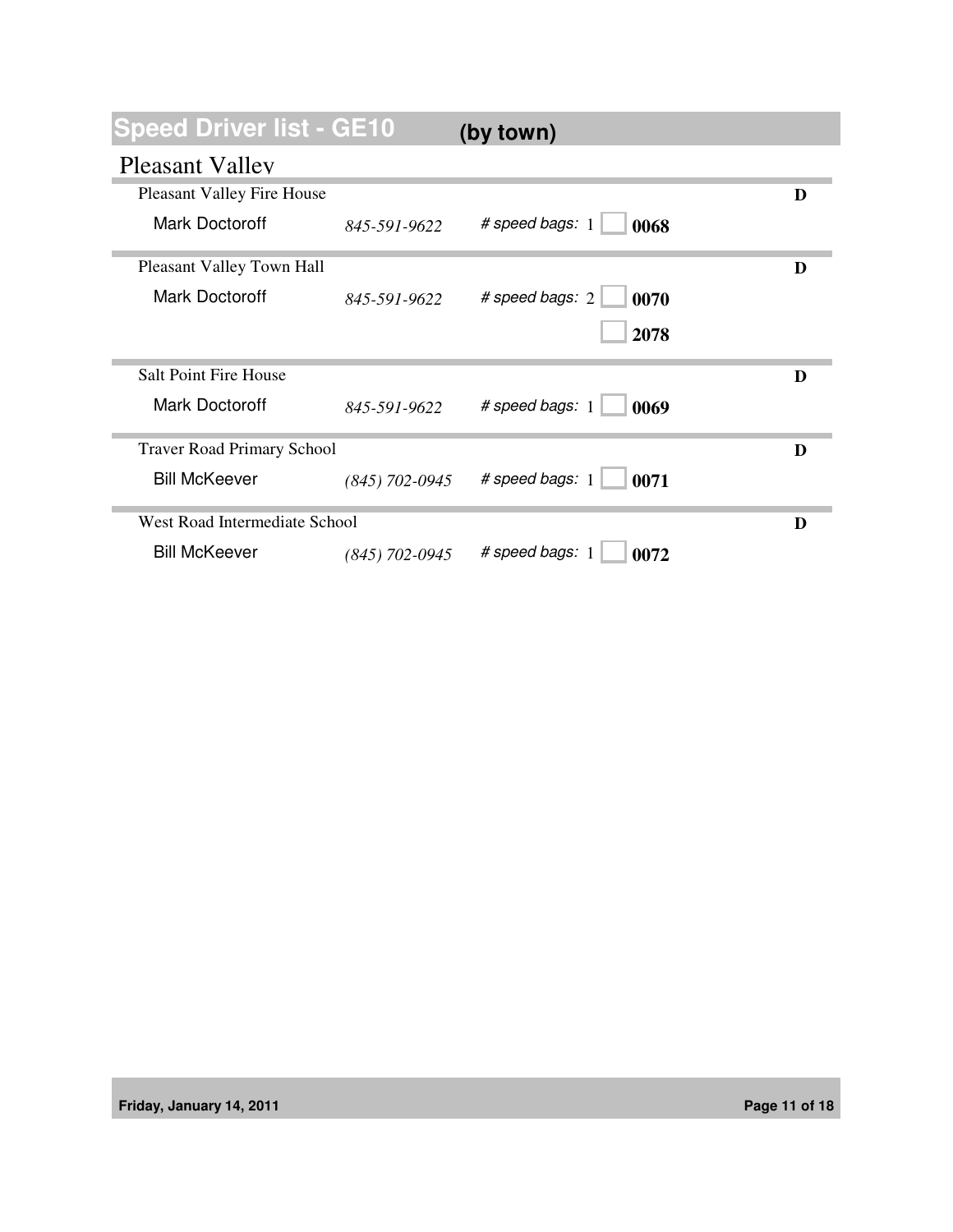# Speed Driver list - GE10 (by town)

## Pleasant Valley

| Location | Driver | Phone | # speed bags | Bag # | |
|---|---|---|---|---|---|
| Pleasant Valley Fire House | Mark Doctoroff | *845-591-9622* | 1 | **0068** | **D** |
| Pleasant Valley Town Hall | Mark Doctoroff | *845-591-9622* | 2 | **0070** | **D** |
| | | | | **2078** | |
| Salt Point Fire House | Mark Doctoroff | *845-591-9622* | 1 | **0069** | **D** |
| Traver Road Primary School | Bill McKeever | *(845) 702-0945* | 1 | **0071** | **D** |
| West Road Intermediate School | Bill McKeever | *(845) 702-0945* | 1 | **0072** | **D** |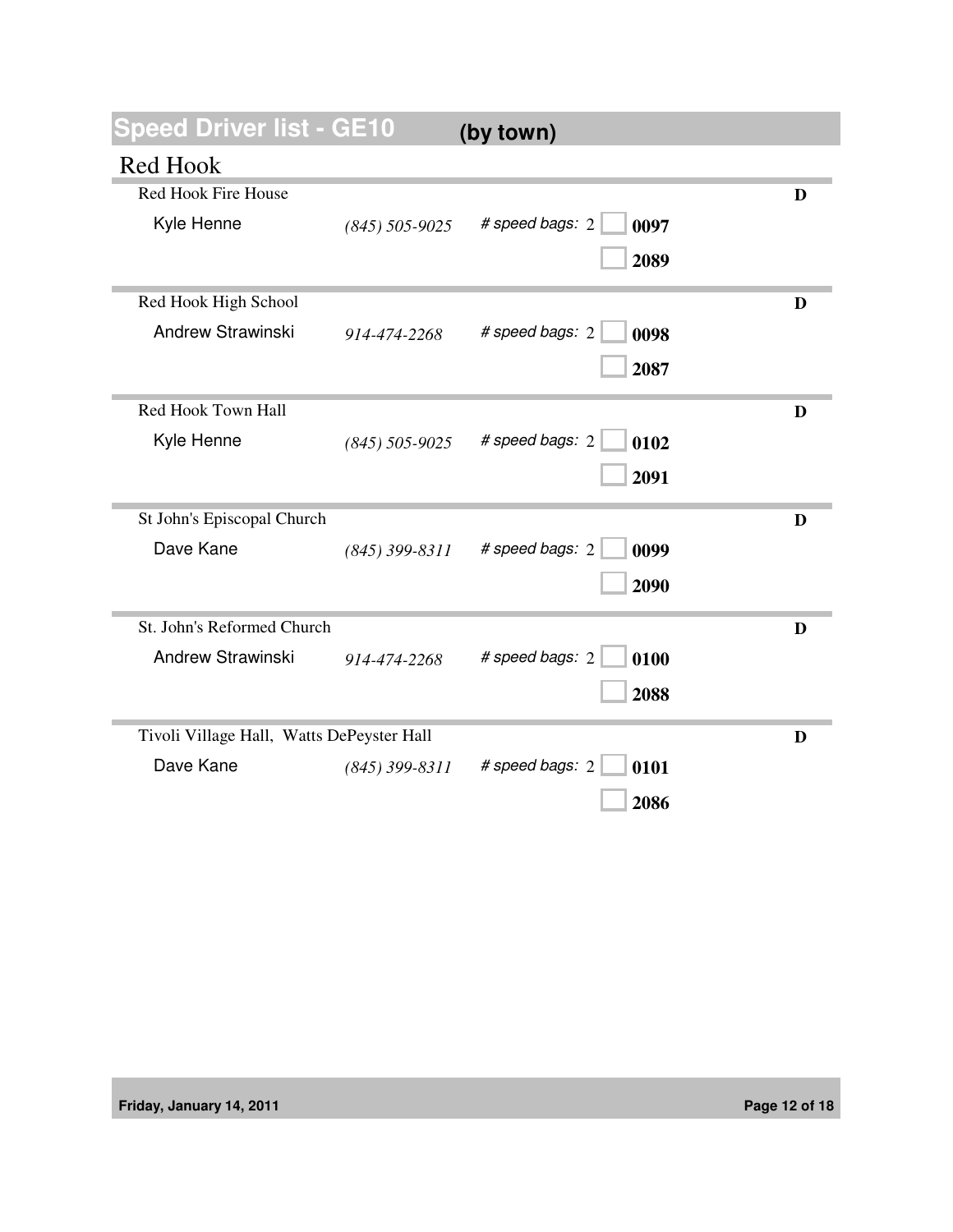# Speed Driver list - GE10 (by town)

## Red Hook

| Location / Driver | Phone | # speed bags | Bag # | |
|---|---|---|---|---|
| **Red Hook Fire House** | | | | D |
| Kyle Henne | *(845) 505-9025* | 2 | **0097** | |
| | | | **2089** | |
| **Red Hook High School** | | | | D |
| Andrew Strawinski | *914-474-2268* | 2 | **0098** | |
| | | | **2087** | |
| **Red Hook Town Hall** | | | | D |
| Kyle Henne | *(845) 505-9025* | 2 | **0102** | |
| | | | **2091** | |
| **St John's Episcopal Church** | | | | D |
| Dave Kane | *(845) 399-8311* | 2 | **0099** | |
| | | | **2090** | |
| **St. John's Reformed Church** | | | | D |
| Andrew Strawinski | *914-474-2268* | 2 | **0100** | |
| | | | **2088** | |
| **Tivoli Village Hall, Watts DePeyster Hall** | | | | D |
| Dave Kane | *(845) 399-8311* | 2 | **0101** | |
| | | | **2086** | |

Friday, January 14, 2011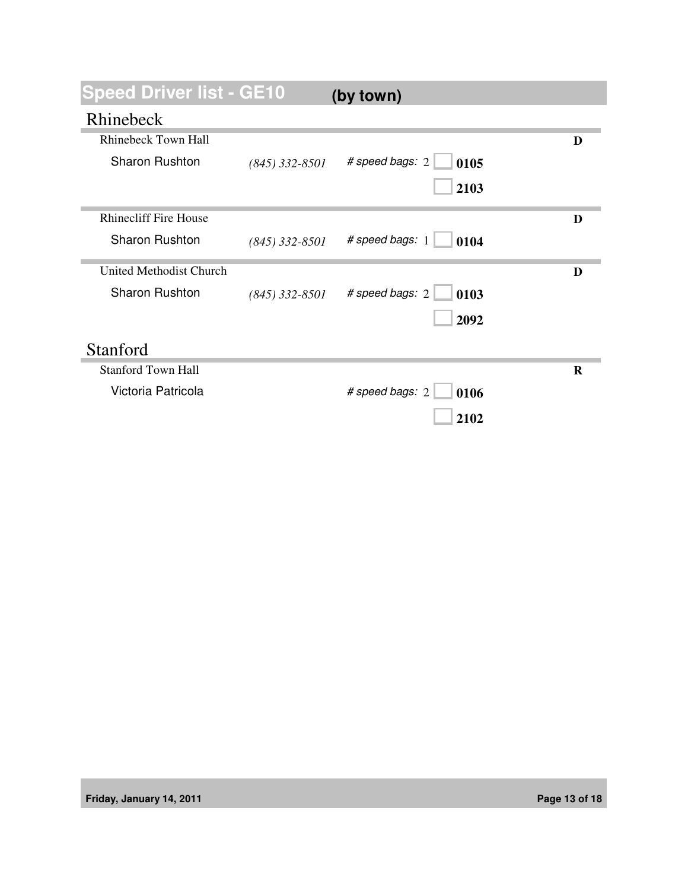# Speed Driver list - GE10 (by town)

## Rhinebeck

**Rhinebeck Town Hall** — D

Sharon Rushton — *(845) 332-8501* — *# speed bags:* 2

- [ ] **0105**
- [ ] **2103**

**Rhinecliff Fire House** — D

Sharon Rushton — *(845) 332-8501* — *# speed bags:* 1

- [ ] **0104**

**United Methodist Church** — D

Sharon Rushton — *(845) 332-8501* — *# speed bags:* 2

- [ ] **0103**
- [ ] **2092**

## Stanford

**Stanford Town Hall** — R

Victoria Patricola — *# speed bags:* 2

- [ ] **0106**
- [ ] **2102**

Friday, January 14, 2011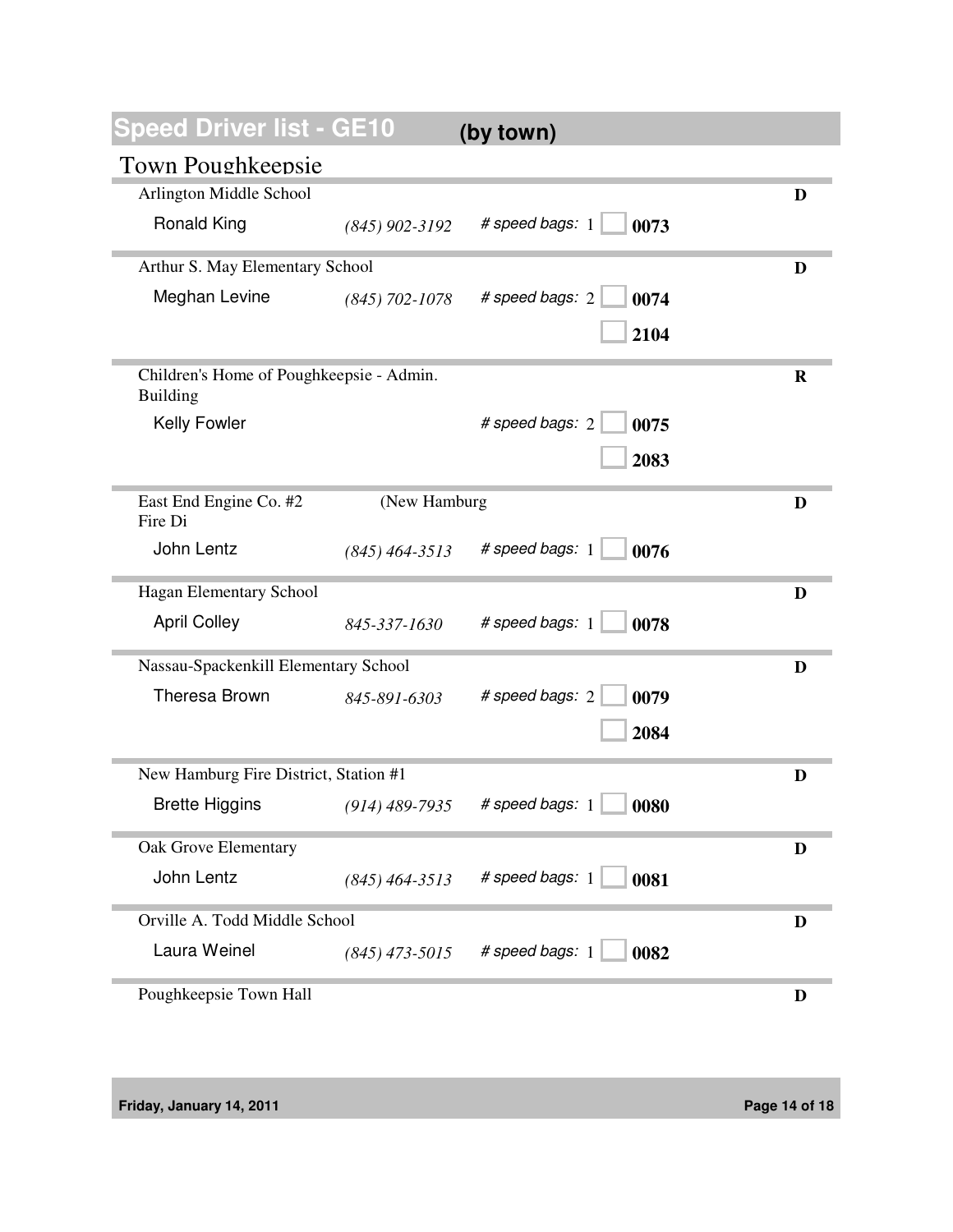# Speed Driver list - GE10 (by town)

## Town Poughkeepsie

| Location | Contact | Phone | # speed bags | Bag # | Code |
|---|---|---|---|---|---|
| Arlington Middle School | Ronald King | (845) 902-3192 | 1 | 0073 | D |
| Arthur S. May Elementary School | Meghan Levine | (845) 702-1078 | 2 | 0074 | D |
| | | | | 2104 | |
| Children's Home of Poughkeepsie - Admin. Building | Kelly Fowler | | 2 | 0075 | R |
| | | | | 2083 | |
| East End Engine Co. #2 Fire Di (New Hamburg | John Lentz | (845) 464-3513 | 1 | 0076 | D |
| Hagan Elementary School | April Colley | 845-337-1630 | 1 | 0078 | D |
| Nassau-Spackenkill Elementary School | Theresa Brown | 845-891-6303 | 2 | 0079 | D |
| | | | | 2084 | |
| New Hamburg Fire District, Station #1 | Brette Higgins | (914) 489-7935 | 1 | 0080 | D |
| Oak Grove Elementary | John Lentz | (845) 464-3513 | 1 | 0081 | D |
| Orville A. Todd Middle School | Laura Weinel | (845) 473-5015 | 1 | 0082 | D |
| Poughkeepsie Town Hall | | | | | D |

Friday, January 14, 2011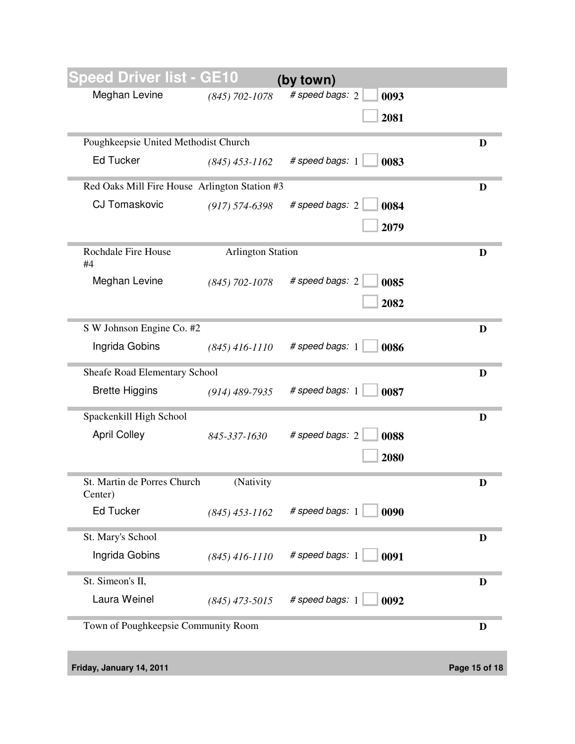## Speed Driver list - GE10 (by town)

| Location / Driver | Phone | # speed bags | Bag # | |
|---|---|---|---|---|
| Meghan Levine | (845) 702-1078 | 2 | 0093 | |
| | | | 2081 | |
| **Poughkeepsie United Methodist Church** | | | | D |
| Ed Tucker | (845) 453-1162 | 1 | 0083 | |
| **Red Oaks Mill Fire House Arlington Station #3** | | | | D |
| CJ Tomaskovic | (917) 574-6398 | 2 | 0084 | |
| | | | 2079 | |
| **Rochdale Fire House Arlington Station #4** | | | | D |
| Meghan Levine | (845) 702-1078 | 2 | 0085 | |
| | | | 2082 | |
| **S W Johnson Engine Co. #2** | | | | D |
| Ingrida Gobins | (845) 416-1110 | 1 | 0086 | |
| **Sheafe Road Elementary School** | | | | D |
| Brette Higgins | (914) 489-7935 | 1 | 0087 | |
| **Spackenkill High School** | | | | D |
| April Colley | 845-337-1630 | 2 | 0088 | |
| | | | 2080 | |
| **St. Martin de Porres Church (Nativity Center)** | | | | D |
| Ed Tucker | (845) 453-1162 | 1 | 0090 | |
| **St. Mary's School** | | | | D |
| Ingrida Gobins | (845) 416-1110 | 1 | 0091 | |
| **St. Simeon's II,** | | | | D |
| Laura Weinel | (845) 473-5015 | 1 | 0092 | |
| **Town of Poughkeepsie Community Room** | | | | D |

Friday, January 14, 2011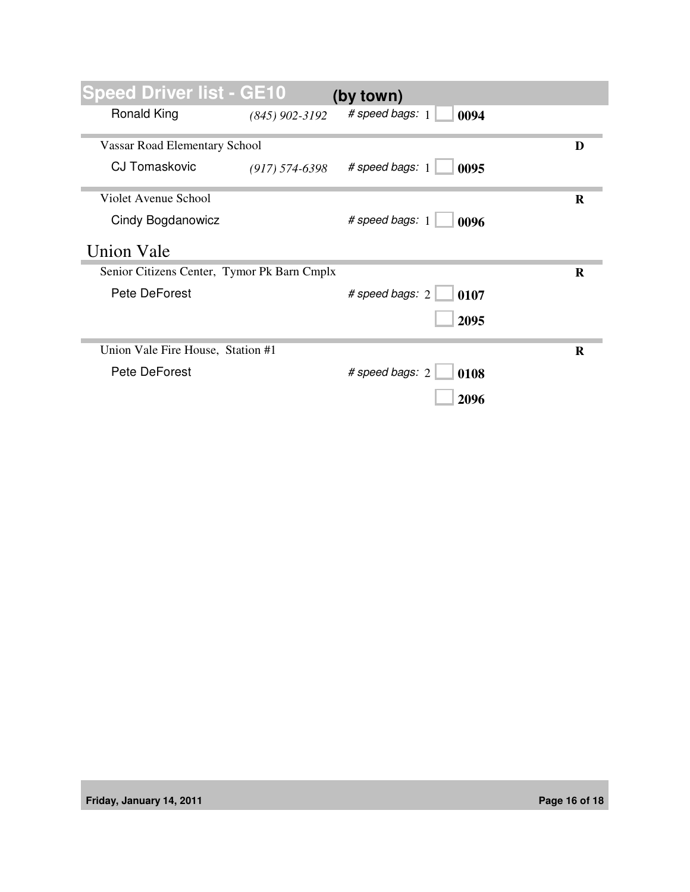## Speed Driver list - GE10 (by town)

Ronald King *(845) 902-3192* # speed bags: 1 ☐ **0094**

---

Vassar Road Elementary School **D**

CJ Tomaskovic *(917) 574-6398* # speed bags: 1 ☐ **0095**

---

Violet Avenue School **R**

Cindy Bogdanowicz # speed bags: 1 ☐ **0096**

# Union Vale

---

Senior Citizens Center, Tymor Pk Barn Cmplx **R**

Pete DeForest # speed bags: 2 ☐ **0107**

☐ **2095**

---

Union Vale Fire House, Station #1 **R**

Pete DeForest # speed bags: 2 ☐ **0108**

☐ **2096**

Friday, January 14, 2011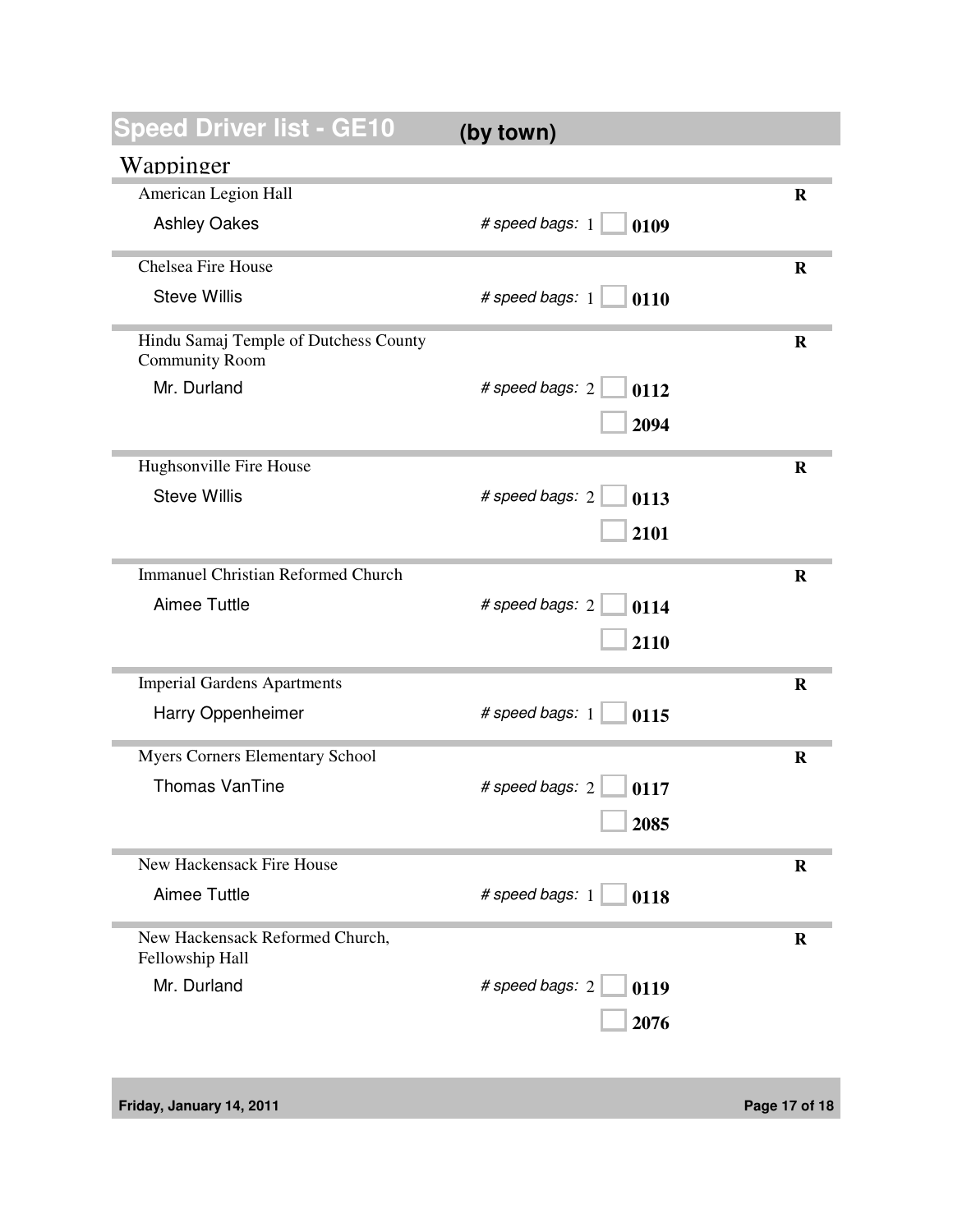# Speed Driver list - GE10 (by town)

## Wappinger

| Location / Driver | # speed bags | Bag numbers | |
|---|---|---|---|
| American Legion Hall | | | R |
| Ashley Oakes | 1 | 0109 | |
| Chelsea Fire House | | | R |
| Steve Willis | 1 | 0110 | |
| Hindu Samaj Temple of Dutchess County Community Room | | | R |
| Mr. Durland | 2 | 0112 | |
| | | 2094 | |
| Hughsonville Fire House | | | R |
| Steve Willis | 2 | 0113 | |
| | | 2101 | |
| Immanuel Christian Reformed Church | | | R |
| Aimee Tuttle | 2 | 0114 | |
| | | 2110 | |
| Imperial Gardens Apartments | | | R |
| Harry Oppenheimer | 1 | 0115 | |
| Myers Corners Elementary School | | | R |
| Thomas VanTine | 2 | 0117 | |
| | | 2085 | |
| New Hackensack Fire House | | | R |
| Aimee Tuttle | 1 | 0118 | |
| New Hackensack Reformed Church, Fellowship Hall | | | R |
| Mr. Durland | 2 | 0119 | |
| | | 2076 | |

Friday, January 14, 2011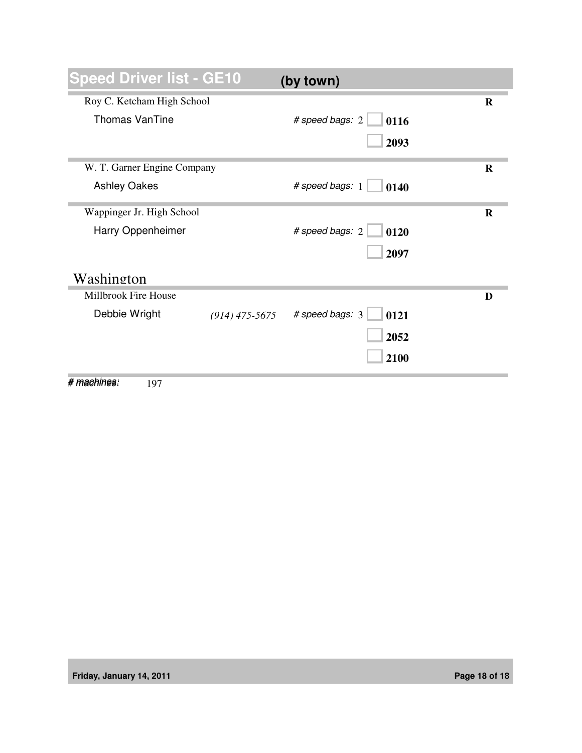## Speed Driver list - GE10 (by town)

Roy C. Ketcham High School **R**

Thomas VanTine — *# speed bags:* 2

- [ ] **0116**
- [ ] **2093**

W. T. Garner Engine Company **R**

Ashley Oakes — *# speed bags:* 1

- [ ] **0140**

Wappinger Jr. High School **R**

Harry Oppenheimer — *# speed bags:* 2

- [ ] **0120**
- [ ] **2097**

# Washington

Millbrook Fire House **D**

Debbie Wright — *(914) 475-5675* — *# speed bags:* 3

- [ ] **0121**
- [ ] **2052**
- [ ] **2100**

*# machines:* 197